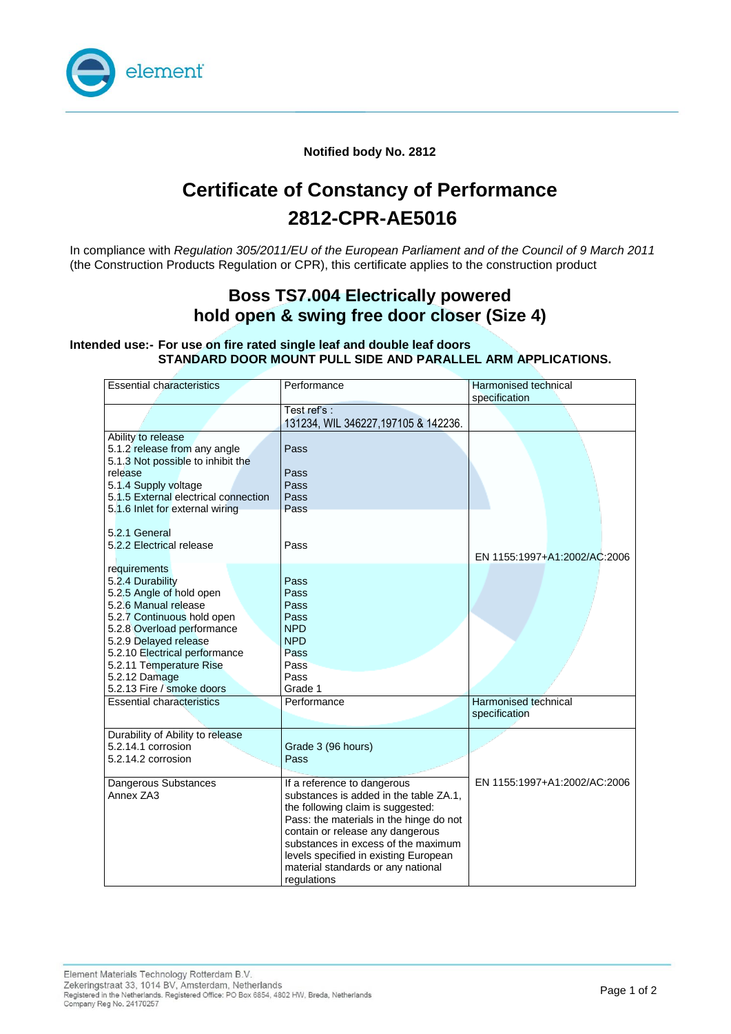element

**Notified body No. 2812**

# Certificate of Constancy of Performance
# 2812-CPR-AE5016

In compliance with *Regulation 305/2011/EU of the European Parliament and of the Council of 9 March 2011* (the Construction Products Regulation or CPR), this certificate applies to the construction product

## Boss TS7.004 Electrically powered hold open & swing free door closer (Size 4)

**Intended use:- For use on fire rated single leaf and double leaf doors STANDARD DOOR MOUNT PULL SIDE AND PARALLEL ARM APPLICATIONS.**

| Essential characteristics | Performance | Harmonised technical specification |
|---|---|---|
| | Test ref's : 131234, WIL 346227,197105 & 142236. | |
| Ability to release<br>5.1.2 release from any angle<br>5.1.3 Not possible to inhibit the release<br>5.1.4 Supply voltage<br>5.1.5 External electrical connection<br>5.1.6 Inlet for external wiring<br><br>5.2.1 General<br>5.2.2 Electrical release<br><br>requirements<br>5.2.4 Durability<br>5.2.5 Angle of hold open<br>5.2.6 Manual release<br>5.2.7 Continuous hold open<br>5.2.8 Overload performance<br>5.2.9 Delayed release<br>5.2.10 Electrical performance<br>5.2.11 Temperature Rise<br>5.2.12 Damage<br>5.2.13 Fire / smoke doors | <br>Pass<br><br>Pass<br>Pass<br>Pass<br>Pass<br><br><br>Pass<br><br><br>Pass<br>Pass<br>Pass<br>Pass<br>NPD<br>NPD<br>Pass<br>Pass<br>Pass<br>Grade 1 | EN 1155:1997+A1:2002/AC:2006 |
| Essential characteristics | Performance | Harmonised technical specification |
| Durability of Ability to release<br>5.2.14.1 corrosion<br>5.2.14.2 corrosion | <br>Grade 3 (96 hours)<br>Pass | EN 1155:1997+A1:2002/AC:2006 |
| Dangerous Substances<br>Annex ZA3 | If a reference to dangerous substances is added in the table ZA.1, the following claim is suggested: Pass: the materials in the hinge do not contain or release any dangerous substances in excess of the maximum levels specified in existing European material standards or any national regulations | |

Element Materials Technology Rotterdam B.V.
Zekeringstraat 33, 1014 BV, Amsterdam, Netherlands
Registered in the Netherlands. Registered Office: PO Box 6854, 4802 HW, Breda, Netherlands
Company Reg No. 24170257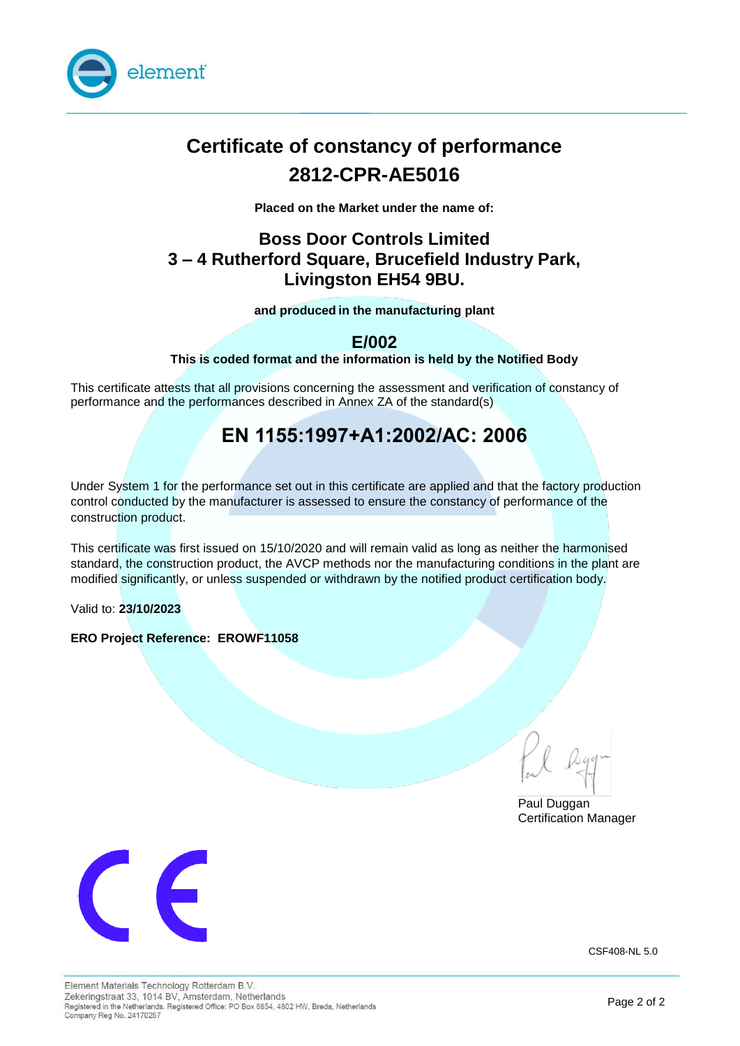# Certificate of constancy of performance

# 2812-CPR-AE5016

**Placed on the Market under the name of:**

## Boss Door Controls Limited
## 3 – 4 Rutherford Square, Brucefield Industry Park, Livingston EH54 9BU.

**and produced in the manufacturing plant**

## E/002

**This is coded format and the information is held by the Notified Body**

This certificate attests that all provisions concerning the assessment and verification of constancy of performance and the performances described in Annex ZA of the standard(s)

## EN 1155:1997+A1:2002/AC: 2006

Under System 1 for the performance set out in this certificate are applied and that the factory production control conducted by the manufacturer is assessed to ensure the constancy of performance of the construction product.

This certificate was first issued on 15/10/2020 and will remain valid as long as neither the harmonised standard, the construction product, the AVCP methods nor the manufacturing conditions in the plant are modified significantly, or unless suspended or withdrawn by the notified product certification body.

Valid to: **23/10/2023**

**ERO Project Reference: EROWF11058**

Paul Duggan
Certification Manager

CE

CSF408-NL 5.0

Element Materials Technology Rotterdam B.V.
Zekeringstraat 33, 1014 BV, Amsterdam, Netherlands
Registered in the Netherlands. Registered Office: PO Box 6854, 4802 HW, Breda, Netherlands
Company Reg No. 24170257